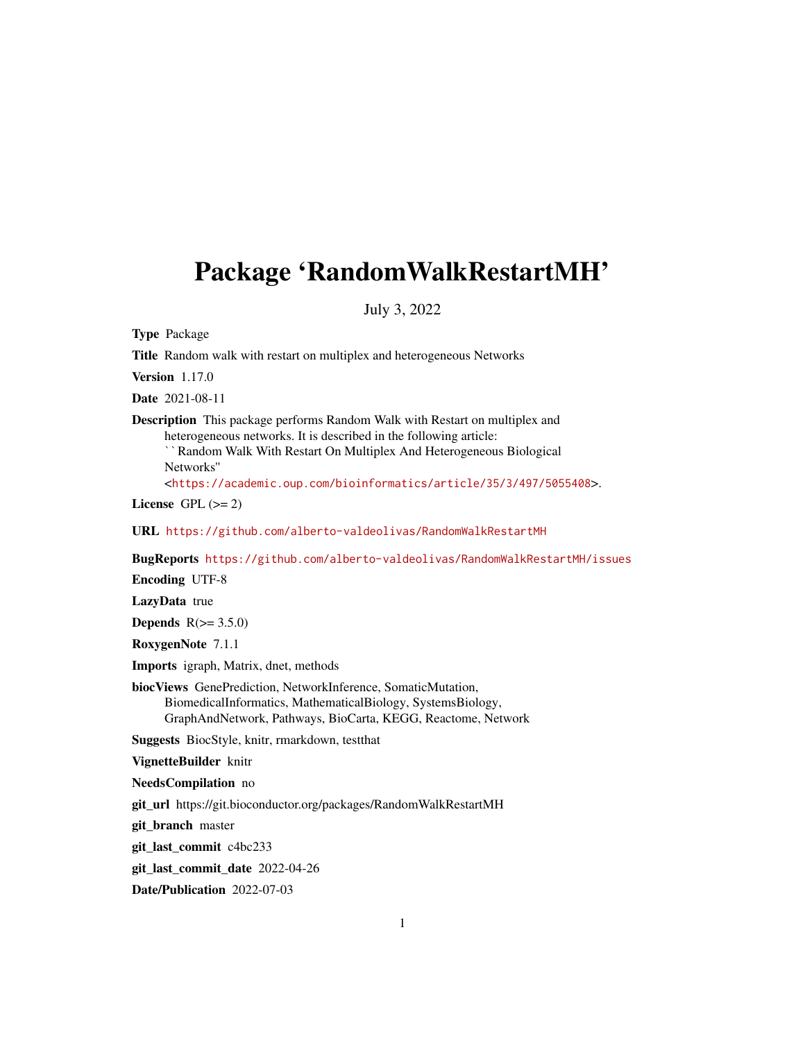# Package 'RandomWalkRestartMH'

July 3, 2022

**Type** Package

**Title** Random walk with restart on multiplex and heterogeneous Networks

**Version** 1.17.0

**Date** 2021-08-11

**Description** This package performs Random Walk with Restart on multiplex and heterogeneous networks. It is described in the following article: ``Random Walk With Restart On Multiplex And Heterogeneous Biological Networks'' <https://academic.oup.com/bioinformatics/article/35/3/497/5055408>.

**License** GPL (>= 2)

**URL** https://github.com/alberto-valdeolivas/RandomWalkRestartMH

**BugReports** https://github.com/alberto-valdeolivas/RandomWalkRestartMH/issues

**Encoding** UTF-8

**LazyData** true

**Depends** R(>= 3.5.0)

**RoxygenNote** 7.1.1

**Imports** igraph, Matrix, dnet, methods

**biocViews** GenePrediction, NetworkInference, SomaticMutation, BiomedicalInformatics, MathematicalBiology, SystemsBiology, GraphAndNetwork, Pathways, BioCarta, KEGG, Reactome, Network

**Suggests** BiocStyle, knitr, rmarkdown, testthat

**VignetteBuilder** knitr

**NeedsCompilation** no

**git_url** https://git.bioconductor.org/packages/RandomWalkRestartMH

**git_branch** master

**git_last_commit** c4bc233

**git_last_commit_date** 2022-04-26

**Date/Publication** 2022-07-03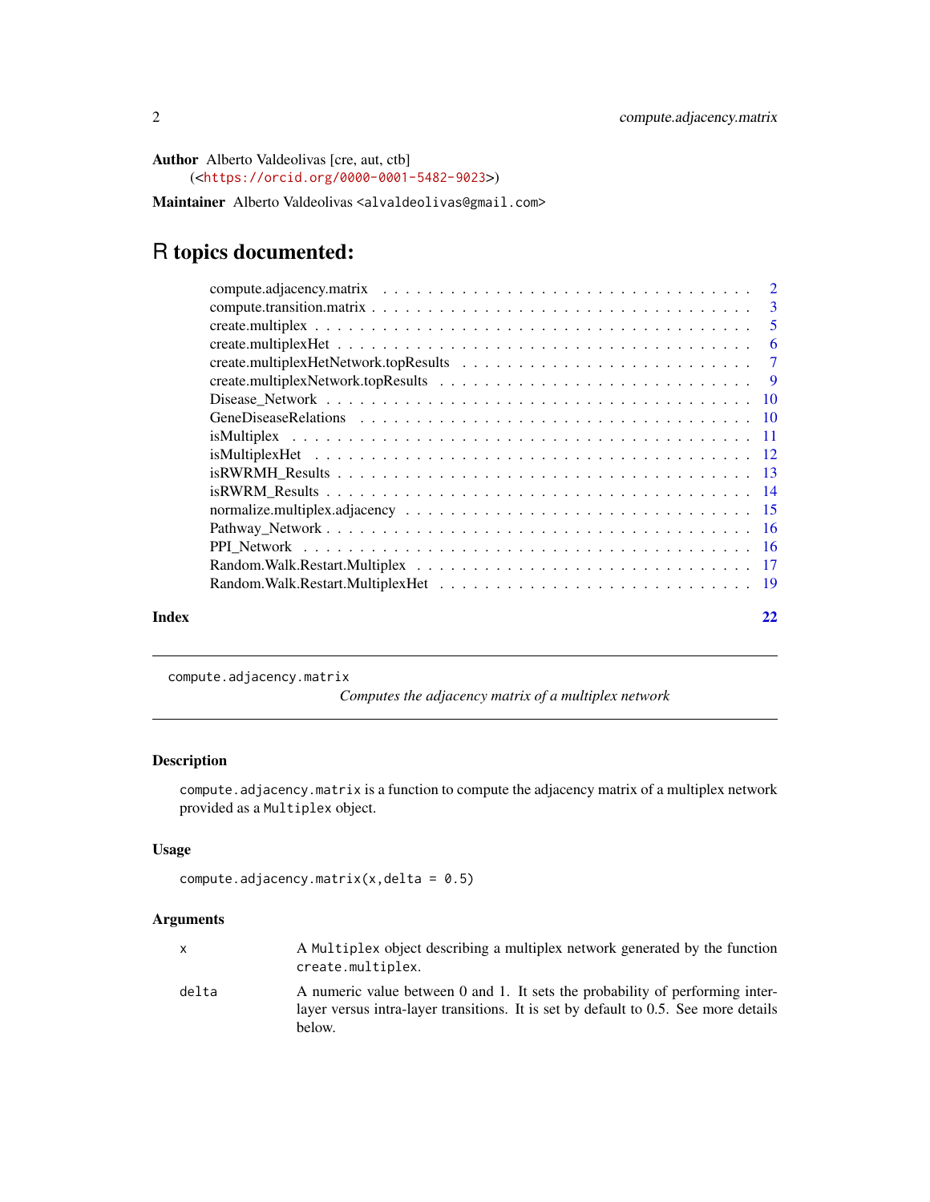**Author** Alberto Valdeolivas [cre, aut, ctb] (<https://orcid.org/0000-0001-5482-9023>)

**Maintainer** Alberto Valdeolivas <alvaldeolivas@gmail.com>

# R topics documented:

- compute.adjacency.matrix . . . . . . . . . . 2
- compute.transition.matrix . . . . . . . . . . 3
- create.multiplex . . . . . . . . . . 5
- create.multiplexHet . . . . . . . . . . 6
- create.multiplexHetNetwork.topResults . . . . . . . . . . 7
- create.multiplexNetwork.topResults . . . . . . . . . . 9
- Disease_Network . . . . . . . . . . 10
- GeneDiseaseRelations . . . . . . . . . . 10
- isMultiplex . . . . . . . . . . 11
- isMultiplexHet . . . . . . . . . . 12
- isRWRMH_Results . . . . . . . . . . 13
- isRWRM_Results . . . . . . . . . . 14
- normalize.multiplex.adjacency . . . . . . . . . . 15
- Pathway_Network . . . . . . . . . . 16
- PPI_Network . . . . . . . . . . 16
- Random.Walk.Restart.Multiplex . . . . . . . . . . 17
- Random.Walk.Restart.MultiplexHet . . . . . . . . . . 19

**Index** 22

---

`compute.adjacency.matrix`    *Computes the adjacency matrix of a multiplex network*

---

### Description

`compute.adjacency.matrix` is a function to compute the adjacency matrix of a multiplex network provided as a `Multiplex` object.

### Usage

```
compute.adjacency.matrix(x,delta = 0.5)
```

### Arguments

| | |
|---|---|
| x | A `Multiplex` object describing a multiplex network generated by the function `create.multiplex`. |
| delta | A numeric value between 0 and 1. It sets the probability of performing inter-layer versus intra-layer transitions. It is set by default to 0.5. See more details below. |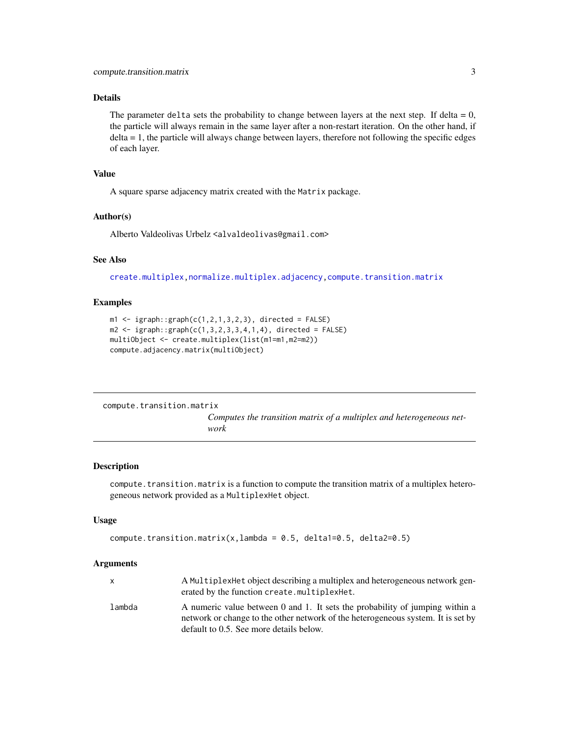### Details

The parameter delta sets the probability to change between layers at the next step. If delta = 0, the particle will always remain in the same layer after a non-restart iteration. On the other hand, if delta = 1, the particle will always change between layers, therefore not following the specific edges of each layer.

### Value

A square sparse adjacency matrix created with the Matrix package.

### Author(s)

Alberto Valdeolivas Urbelz <alvaldeolivas@gmail.com>

### See Also

create.multiplex, normalize.multiplex.adjacency, compute.transition.matrix

### Examples

```
m1 <- igraph::graph(c(1,2,1,3,2,3), directed = FALSE)
m2 <- igraph::graph(c(1,3,2,3,3,4,1,4), directed = FALSE)
multiObject <- create.multiplex(list(m1=m1,m2=m2))
compute.adjacency.matrix(multiObject)
```

---

## compute.transition.matrix

*Computes the transition matrix of a multiplex and heterogeneous network*

---

### Description

compute.transition.matrix is a function to compute the transition matrix of a multiplex heterogeneous network provided as a MultiplexHet object.

### Usage

```
compute.transition.matrix(x,lambda = 0.5, delta1=0.5, delta2=0.5)
```

### Arguments

| | |
|---|---|
| x | A MultiplexHet object describing a multiplex and heterogeneous network generated by the function create.multiplexHet. |
| lambda | A numeric value between 0 and 1. It sets the probability of jumping within a network or change to the other network of the heterogeneous system. It is set by default to 0.5. See more details below. |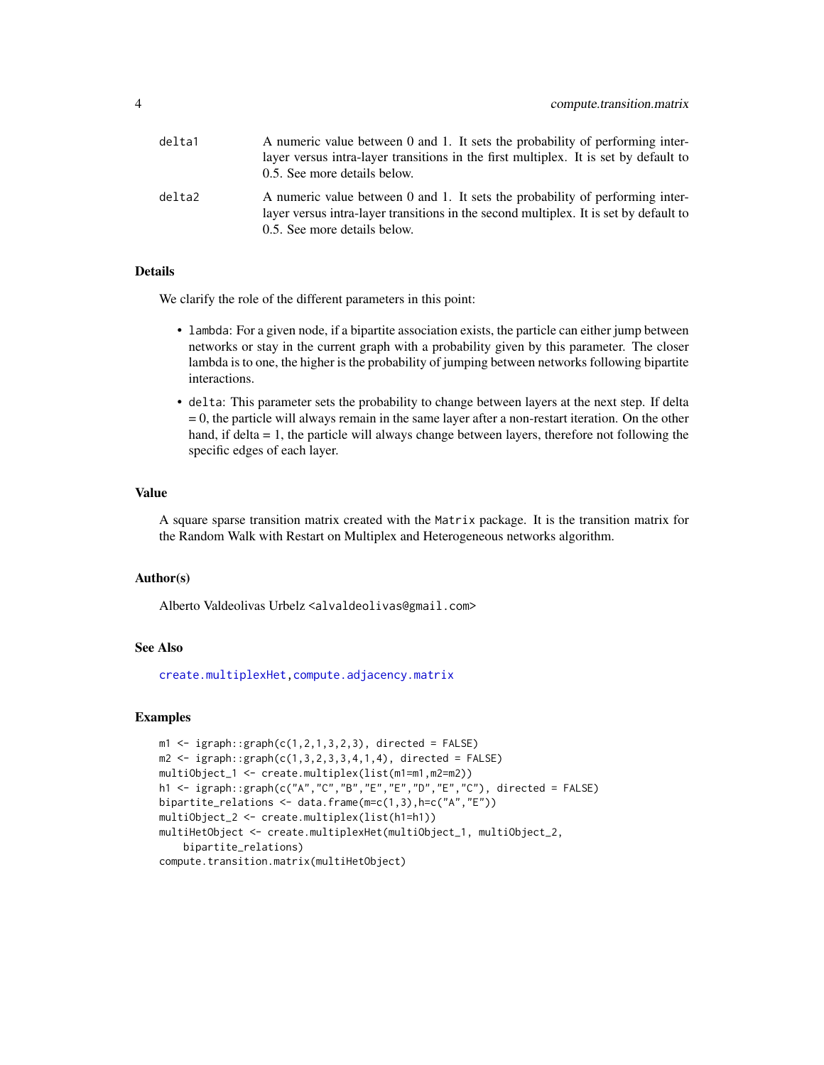| | |
|---|---|
| delta1 | A numeric value between 0 and 1. It sets the probability of performing inter-layer versus intra-layer transitions in the first multiplex. It is set by default to 0.5. See more details below. |
| delta2 | A numeric value between 0 and 1. It sets the probability of performing inter-layer versus intra-layer transitions in the second multiplex. It is set by default to 0.5. See more details below. |

### Details

We clarify the role of the different parameters in this point:

- `lambda`: For a given node, if a bipartite association exists, the particle can either jump between networks or stay in the current graph with a probability given by this parameter. The closer lambda is to one, the higher is the probability of jumping between networks following bipartite interactions.
- `delta`: This parameter sets the probability to change between layers at the next step. If delta = 0, the particle will always remain in the same layer after a non-restart iteration. On the other hand, if delta = 1, the particle will always change between layers, therefore not following the specific edges of each layer.

### Value

A square sparse transition matrix created with the `Matrix` package. It is the transition matrix for the Random Walk with Restart on Multiplex and Heterogeneous networks algorithm.

### Author(s)

Alberto Valdeolivas Urbelz <alvaldeolivas@gmail.com>

### See Also

`create.multiplexHet`, `compute.adjacency.matrix`

### Examples

```
m1 <- igraph::graph(c(1,2,1,3,2,3), directed = FALSE)
m2 <- igraph::graph(c(1,3,2,3,3,4,1,4), directed = FALSE)
multiObject_1 <- create.multiplex(list(m1=m1,m2=m2))
h1 <- igraph::graph(c("A","C","B","E","E","D","E","C"), directed = FALSE)
bipartite_relations <- data.frame(m=c(1,3),h=c("A","E"))
multiObject_2 <- create.multiplex(list(h1=h1))
multiHetObject <- create.multiplexHet(multiObject_1, multiObject_2,
    bipartite_relations)
compute.transition.matrix(multiHetObject)
```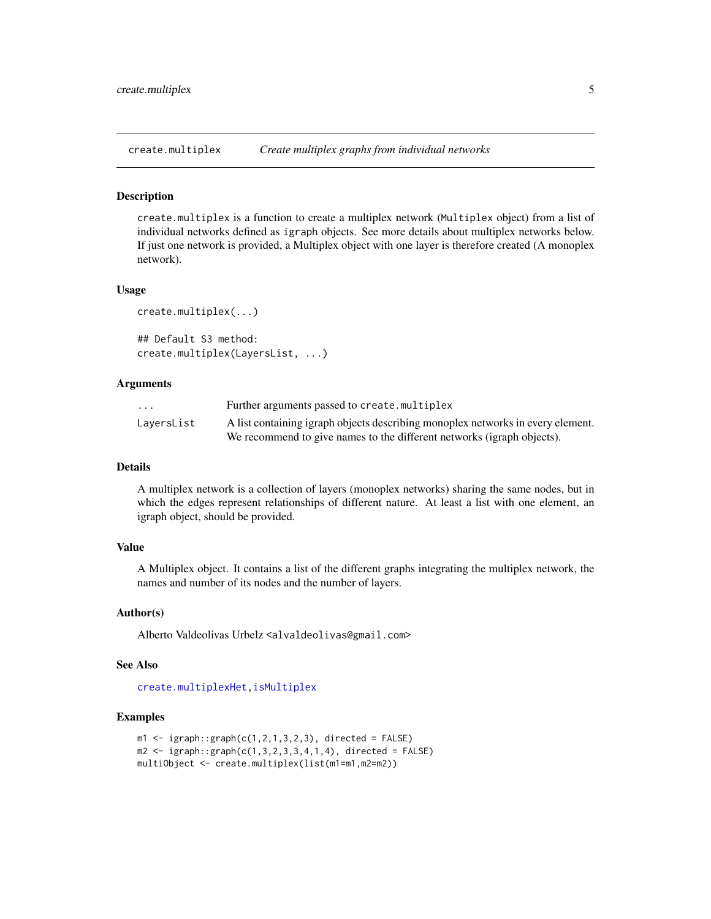`create.multiplex` *Create multiplex graphs from individual networks*

## Description

`create.multiplex` is a function to create a multiplex network (`Multiplex` object) from a list of individual networks defined as `igraph` objects. See more details about multiplex networks below. If just one network is provided, a Multiplex object with one layer is therefore created (A monoplex network).

## Usage

```
create.multiplex(...)

## Default S3 method:
create.multiplex(LayersList, ...)
```

## Arguments

| | |
|---|---|
| `...` | Further arguments passed to `create.multiplex` |
| `LayersList` | A list containing igraph objects describing monoplex networks in every element. We recommend to give names to the different networks (igraph objects). |

## Details

A multiplex network is a collection of layers (monoplex networks) sharing the same nodes, but in which the edges represent relationships of different nature. At least a list with one element, an igraph object, should be provided.

## Value

A Multiplex object. It contains a list of the different graphs integrating the multiplex network, the names and number of its nodes and the number of layers.

## Author(s)

Alberto Valdeolivas Urbelz <alvaldeolivas@gmail.com>

## See Also

`create.multiplexHet`, `isMultiplex`

## Examples

```
m1 <- igraph::graph(c(1,2,1,3,2,3), directed = FALSE)
m2 <- igraph::graph(c(1,3,2,3,3,4,1,4), directed = FALSE)
multiObject <- create.multiplex(list(m1=m1,m2=m2))
```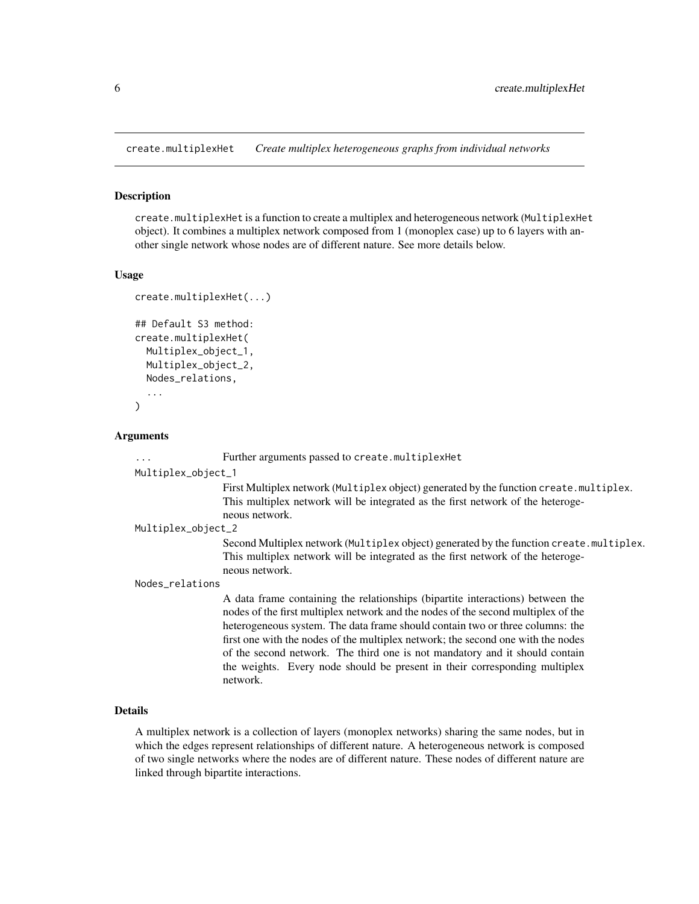## create.multiplexHet — *Create multiplex heterogeneous graphs from individual networks*

### Description

create.multiplexHet is a function to create a multiplex and heterogeneous network (MultiplexHet object). It combines a multiplex network composed from 1 (monoplex case) up to 6 layers with another single network whose nodes are of different nature. See more details below.

### Usage

```
create.multiplexHet(...)

## Default S3 method:
create.multiplexHet(
  Multiplex_object_1,
  Multiplex_object_2,
  Nodes_relations,
  ...
)
```

### Arguments

- `...` Further arguments passed to create.multiplexHet
- `Multiplex_object_1` First Multiplex network (Multiplex object) generated by the function create.multiplex. This multiplex network will be integrated as the first network of the heterogeneous network.
- `Multiplex_object_2` Second Multiplex network (Multiplex object) generated by the function create.multiplex. This multiplex network will be integrated as the first network of the heterogeneous network.
- `Nodes_relations` A data frame containing the relationships (bipartite interactions) between the nodes of the first multiplex network and the nodes of the second multiplex of the heterogeneous system. The data frame should contain two or three columns: the first one with the nodes of the multiplex network; the second one with the nodes of the second network. The third one is not mandatory and it should contain the weights. Every node should be present in their corresponding multiplex network.

### Details

A multiplex network is a collection of layers (monoplex networks) sharing the same nodes, but in which the edges represent relationships of different nature. A heterogeneous network is composed of two single networks where the nodes are of different nature. These nodes of different nature are linked through bipartite interactions.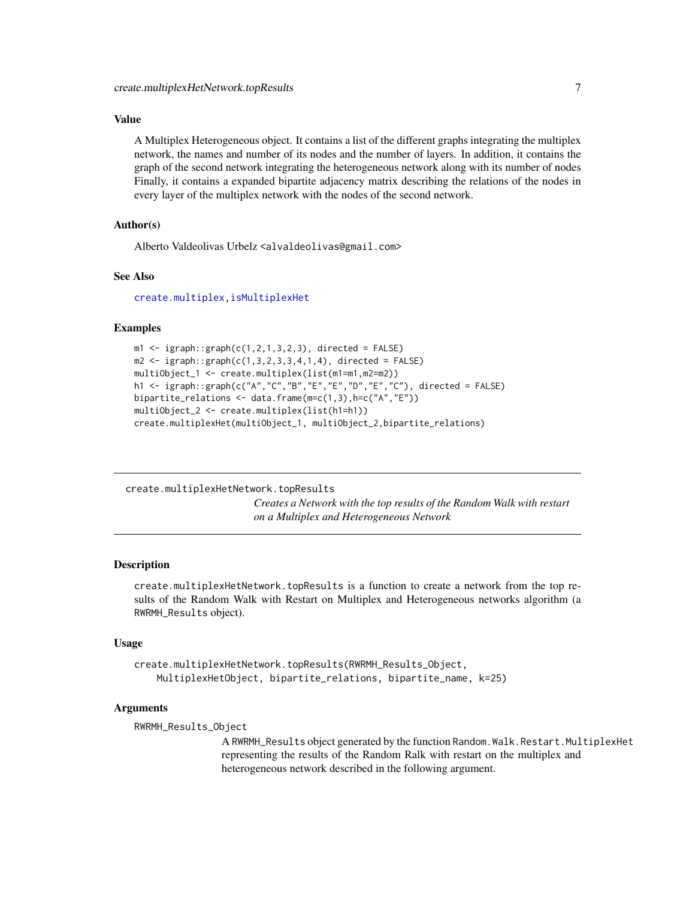### Value

A Multiplex Heterogeneous object. It contains a list of the different graphs integrating the multiplex network, the names and number of its nodes and the number of layers. In addition, it contains the graph of the second network integrating the heterogeneous network along with its number of nodes Finally, it contains a expanded bipartite adjacency matrix describing the relations of the nodes in every layer of the multiplex network with the nodes of the second network.

### Author(s)

Alberto Valdeolivas Urbelz <alvaldeolivas@gmail.com>

### See Also

create.multiplex, isMultiplexHet

### Examples

```
m1 <- igraph::graph(c(1,2,1,3,2,3), directed = FALSE)
m2 <- igraph::graph(c(1,3,2,3,3,4,1,4), directed = FALSE)
multiObject_1 <- create.multiplex(list(m1=m1,m2=m2))
h1 <- igraph::graph(c("A","C","B","E","E","D","E","C"), directed = FALSE)
bipartite_relations <- data.frame(m=c(1,3),h=c("A","E"))
multiObject_2 <- create.multiplex(list(h1=h1))
create.multiplexHet(multiObject_1, multiObject_2,bipartite_relations)
```

---

## create.multiplexHetNetwork.topResults

*Creates a Network with the top results of the Random Walk with restart on a Multiplex and Heterogeneous Network*

---

### Description

create.multiplexHetNetwork.topResults is a function to create a network from the top results of the Random Walk with Restart on Multiplex and Heterogeneous networks algorithm (a RWRMH_Results object).

### Usage

```
create.multiplexHetNetwork.topResults(RWRMH_Results_Object,
    MultiplexHetObject, bipartite_relations, bipartite_name, k=25)
```

### Arguments

RWRMH_Results_Object
: A RWRMH_Results object generated by the function Random.Walk.Restart.MultiplexHet representing the results of the Random Ralk with restart on the multiplex and heterogeneous network described in the following argument.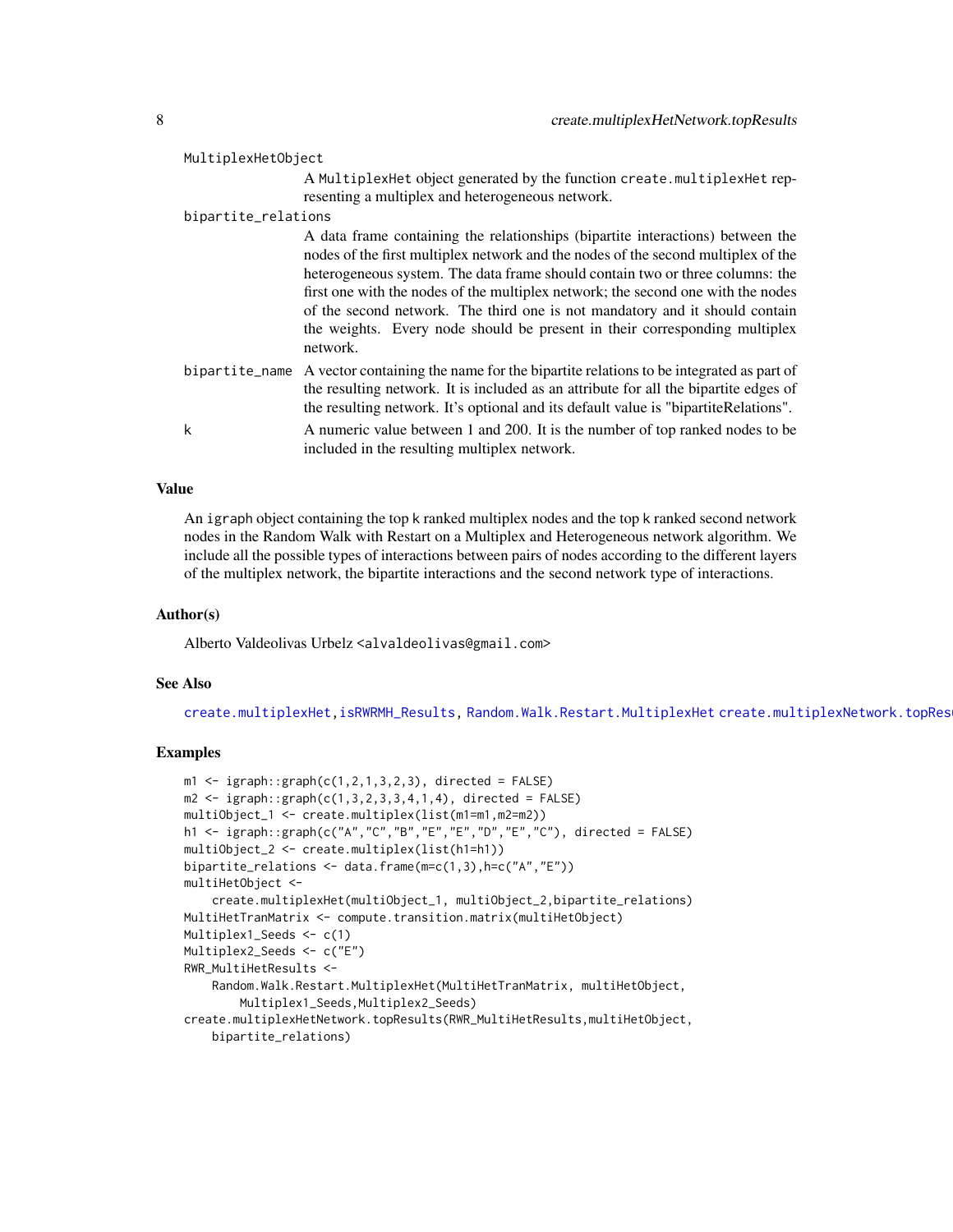MultiplexHetObject
: A MultiplexHet object generated by the function create.multiplexHet representing a multiplex and heterogeneous network.

bipartite_relations
: A data frame containing the relationships (bipartite interactions) between the nodes of the first multiplex network and the nodes of the second multiplex of the heterogeneous system. The data frame should contain two or three columns: the first one with the nodes of the multiplex network; the second one with the nodes of the second network. The third one is not mandatory and it should contain the weights. Every node should be present in their corresponding multiplex network.

bipartite_name
: A vector containing the name for the bipartite relations to be integrated as part of the resulting network. It is included as an attribute for all the bipartite edges of the resulting network. It's optional and its default value is "bipartiteRelations".

k
: A numeric value between 1 and 200. It is the number of top ranked nodes to be included in the resulting multiplex network.

### Value

An igraph object containing the top k ranked multiplex nodes and the top k ranked second network nodes in the Random Walk with Restart on a Multiplex and Heterogeneous network algorithm. We include all the possible types of interactions between pairs of nodes according to the different layers of the multiplex network, the bipartite interactions and the second network type of interactions.

### Author(s)

Alberto Valdeolivas Urbelz <alvaldeolivas@gmail.com>

### See Also

create.multiplexHet, isRWRMH_Results, Random.Walk.Restart.MultiplexHet create.multiplexNetwork.topResults

### Examples

```
m1 <- igraph::graph(c(1,2,1,3,2,3), directed = FALSE)
m2 <- igraph::graph(c(1,3,2,3,3,4,1,4), directed = FALSE)
multiObject_1 <- create.multiplex(list(m1=m1,m2=m2))
h1 <- igraph::graph(c("A","C","B","E","E","D","E","C"), directed = FALSE)
multiObject_2 <- create.multiplex(list(h1=h1))
bipartite_relations <- data.frame(m=c(1,3),h=c("A","E"))
multiHetObject <-
    create.multiplexHet(multiObject_1, multiObject_2,bipartite_relations)
MultiHetTranMatrix <- compute.transition.matrix(multiHetObject)
Multiplex1_Seeds <- c(1)
Multiplex2_Seeds <- c("E")
RWR_MultiHetResults <-
    Random.Walk.Restart.MultiplexHet(MultiHetTranMatrix, multiHetObject,
        Multiplex1_Seeds,Multiplex2_Seeds)
create.multiplexHetNetwork.topResults(RWR_MultiHetResults,multiHetObject,
    bipartite_relations)
```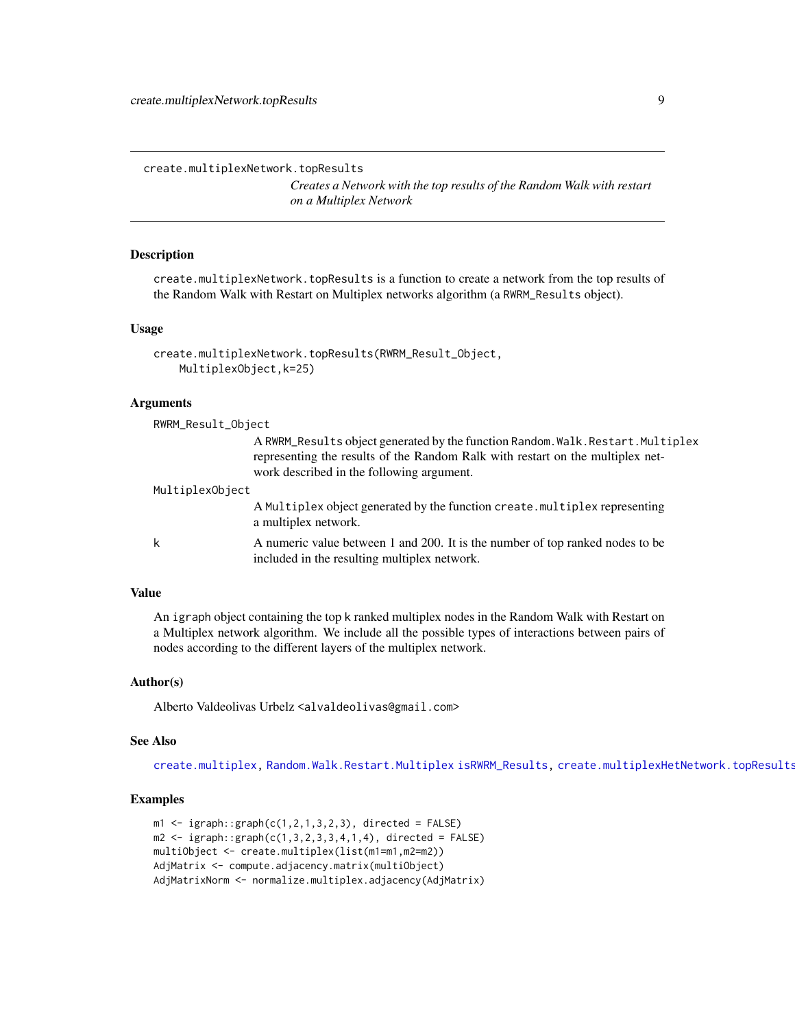## create.multiplexNetwork.topResults

*Creates a Network with the top results of the Random Walk with restart on a Multiplex Network*

### Description

`create.multiplexNetwork.topResults` is a function to create a network from the top results of the Random Walk with Restart on Multiplex networks algorithm (a `RWRM_Results` object).

### Usage

```
create.multiplexNetwork.topResults(RWRM_Result_Object,
    MultiplexObject,k=25)
```

### Arguments

`RWRM_Result_Object`
: A `RWRM_Results` object generated by the function `Random.Walk.Restart.Multiplex` representing the results of the Random Ralk with restart on the multiplex network described in the following argument.

`MultiplexObject`
: A `Multiplex` object generated by the function `create.multiplex` representing a multiplex network.

`k`
: A numeric value between 1 and 200. It is the number of top ranked nodes to be included in the resulting multiplex network.

### Value

An `igraph` object containing the top k ranked multiplex nodes in the Random Walk with Restart on a Multiplex network algorithm. We include all the possible types of interactions between pairs of nodes according to the different layers of the multiplex network.

### Author(s)

Alberto Valdeolivas Urbelz <alvaldeolivas@gmail.com>

### See Also

`create.multiplex`, `Random.Walk.Restart.Multiplex` `isRWRM_Results`, `create.multiplexHetNetwork.topResults`

### Examples

```
m1 <- igraph::graph(c(1,2,1,3,2,3), directed = FALSE)
m2 <- igraph::graph(c(1,3,2,3,3,4,1,4), directed = FALSE)
multiObject <- create.multiplex(list(m1=m1,m2=m2))
AdjMatrix <- compute.adjacency.matrix(multiObject)
AdjMatrixNorm <- normalize.multiplex.adjacency(AdjMatrix)
```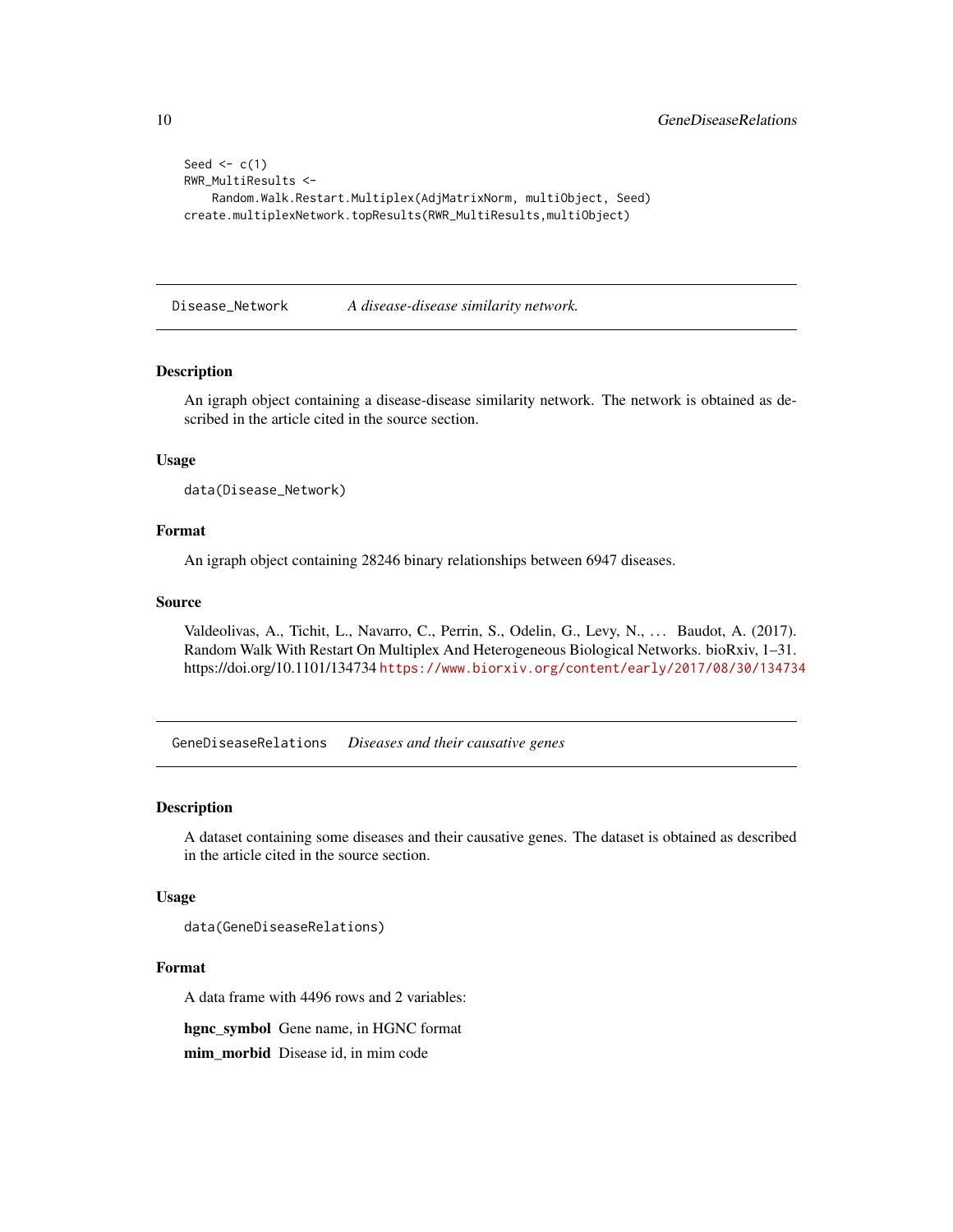```
Seed <- c(1)
RWR_MultiResults <-
    Random.Walk.Restart.Multiplex(AdjMatrixNorm, multiObject, Seed)
create.multiplexNetwork.topResults(RWR_MultiResults,multiObject)
```

## Disease_Network *A disease-disease similarity network.*

### Description

An igraph object containing a disease-disease similarity network. The network is obtained as described in the article cited in the source section.

### Usage

```
data(Disease_Network)
```

### Format

An igraph object containing 28246 binary relationships between 6947 diseases.

### Source

Valdeolivas, A., Tichit, L., Navarro, C., Perrin, S., Odelin, G., Levy, N., … Baudot, A. (2017). Random Walk With Restart On Multiplex And Heterogeneous Biological Networks. bioRxiv, 1–31. https://doi.org/10.1101/134734 https://www.biorxiv.org/content/early/2017/08/30/134734

## GeneDiseaseRelations *Diseases and their causative genes*

### Description

A dataset containing some diseases and their causative genes. The dataset is obtained as described in the article cited in the source section.

### Usage

```
data(GeneDiseaseRelations)
```

### Format

A data frame with 4496 rows and 2 variables:

**hgnc_symbol** Gene name, in HGNC format

**mim_morbid** Disease id, in mim code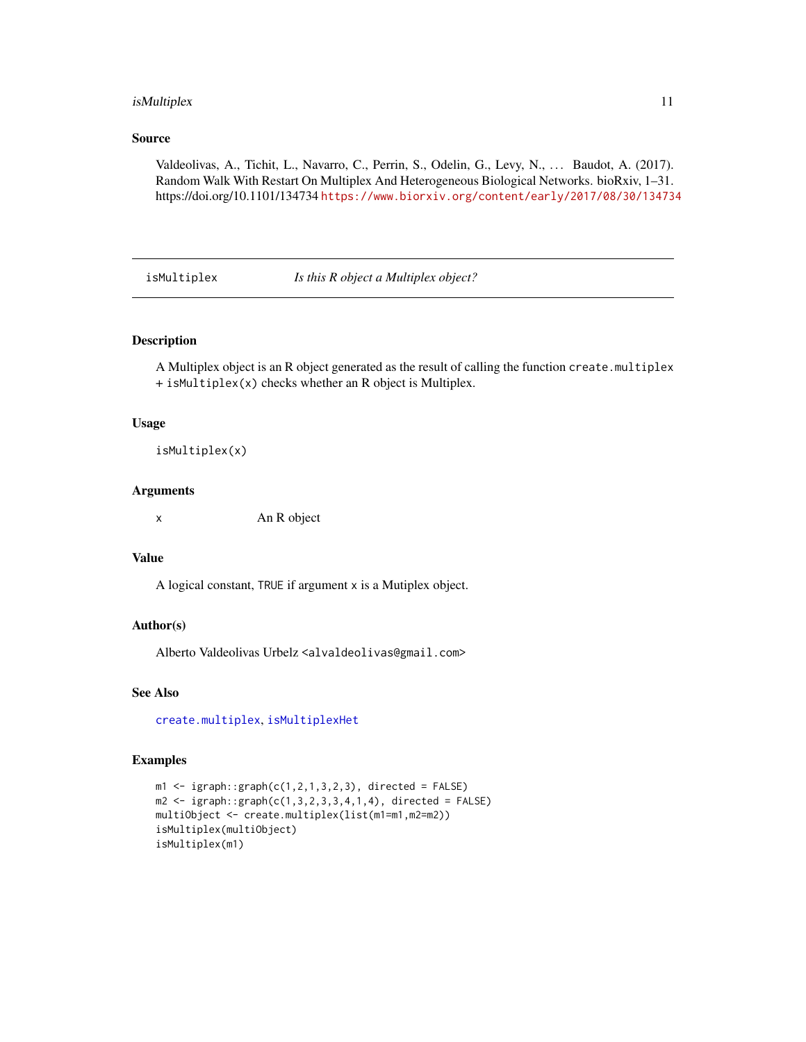## Source

Valdeolivas, A., Tichit, L., Navarro, C., Perrin, S., Odelin, G., Levy, N., ... Baudot, A. (2017). Random Walk With Restart On Multiplex And Heterogeneous Biological Networks. bioRxiv, 1–31. https://doi.org/10.1101/134734 https://www.biorxiv.org/content/early/2017/08/30/134734

---

# isMultiplex *Is this R object a Multiplex object?*

---

## Description

A Multiplex object is an R object generated as the result of calling the function `create.multiplex` + `isMultiplex(x)` checks whether an R object is Multiplex.

## Usage

```
isMultiplex(x)
```

## Arguments

| | |
|---|---|
| x | An R object |

## Value

A logical constant, `TRUE` if argument `x` is a Mutiplex object.

## Author(s)

Alberto Valdeolivas Urbelz <alvaldeolivas@gmail.com>

## See Also

`create.multiplex`, `isMultiplexHet`

## Examples

```
m1 <- igraph::graph(c(1,2,1,3,2,3), directed = FALSE)
m2 <- igraph::graph(c(1,3,2,3,3,4,1,4), directed = FALSE)
multiObject <- create.multiplex(list(m1=m1,m2=m2))
isMultiplex(multiObject)
isMultiplex(m1)
```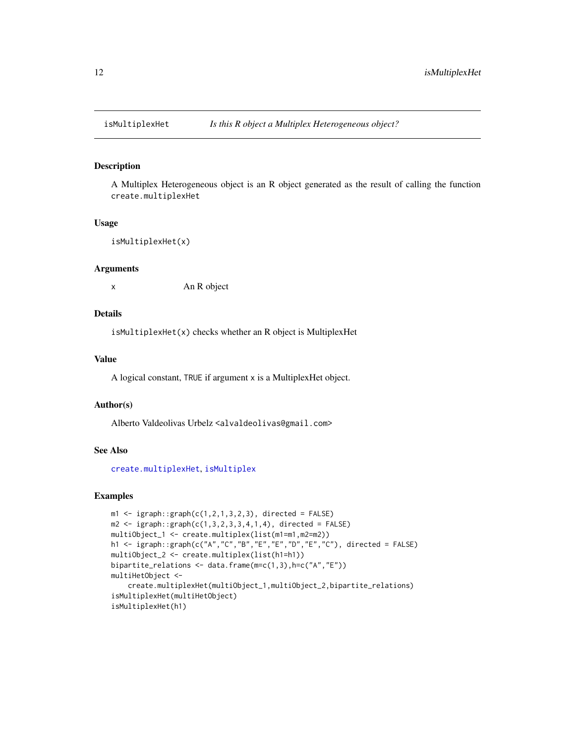## isMultiplexHet — *Is this R object a Multiplex Heterogeneous object?*

### Description

A Multiplex Heterogeneous object is an R object generated as the result of calling the function `create.multiplexHet`

### Usage

```
isMultiplexHet(x)
```

### Arguments

| | |
|---|---|
| x | An R object |

### Details

`isMultiplexHet(x)` checks whether an R object is MultiplexHet

### Value

A logical constant, `TRUE` if argument `x` is a MultiplexHet object.

### Author(s)

Alberto Valdeolivas Urbelz <alvaldeolivas@gmail.com>

### See Also

`create.multiplexHet`, `isMultiplex`

### Examples

```
m1 <- igraph::graph(c(1,2,1,3,2,3), directed = FALSE)
m2 <- igraph::graph(c(1,3,2,3,3,4,1,4), directed = FALSE)
multiObject_1 <- create.multiplex(list(m1=m1,m2=m2))
h1 <- igraph::graph(c("A","C","B","E","E","D","E","C"), directed = FALSE)
multiObject_2 <- create.multiplex(list(h1=h1))
bipartite_relations <- data.frame(m=c(1,3),h=c("A","E"))
multiHetObject <-
    create.multiplexHet(multiObject_1,multiObject_2,bipartite_relations)
isMultiplexHet(multiHetObject)
isMultiplexHet(h1)
```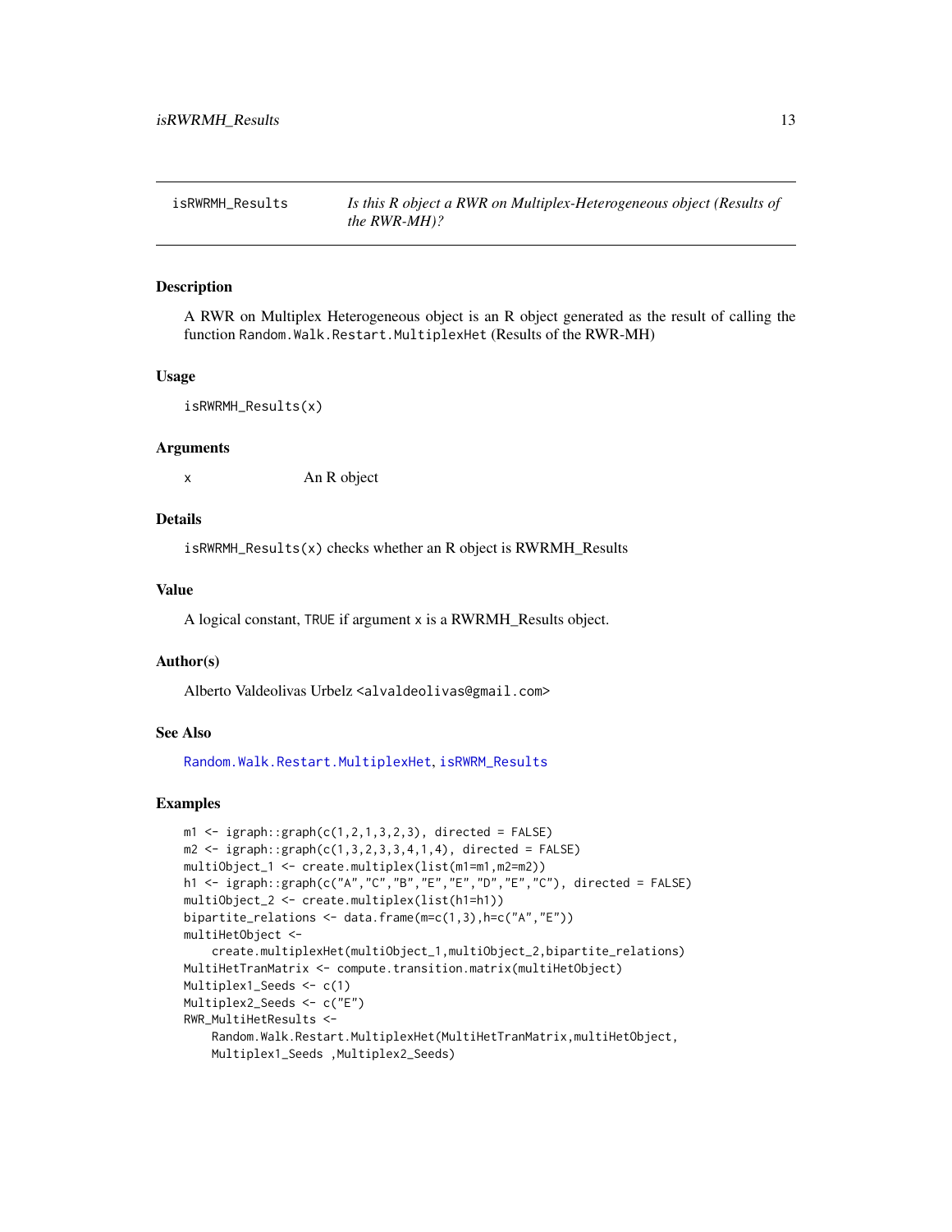# isRWRMH_Results

*Is this R object a RWR on Multiplex-Heterogeneous object (Results of the RWR-MH)?*

## Description

A RWR on Multiplex Heterogeneous object is an R object generated as the result of calling the function `Random.Walk.Restart.MultiplexHet` (Results of the RWR-MH)

## Usage

```
isRWRMH_Results(x)
```

## Arguments

| | |
|---|---|
| x | An R object |

## Details

`isRWRMH_Results(x)` checks whether an R object is RWRMH_Results

## Value

A logical constant, `TRUE` if argument `x` is a RWRMH_Results object.

## Author(s)

Alberto Valdeolivas Urbelz <alvaldeolivas@gmail.com>

## See Also

`Random.Walk.Restart.MultiplexHet`, `isRWRM_Results`

## Examples

```
m1 <- igraph::graph(c(1,2,1,3,2,3), directed = FALSE)
m2 <- igraph::graph(c(1,3,2,3,3,4,1,4), directed = FALSE)
multiObject_1 <- create.multiplex(list(m1=m1,m2=m2))
h1 <- igraph::graph(c("A","C","B","E","E","D","E","C"), directed = FALSE)
multiObject_2 <- create.multiplex(list(h1=h1))
bipartite_relations <- data.frame(m=c(1,3),h=c("A","E"))
multiHetObject <-
    create.multiplexHet(multiObject_1,multiObject_2,bipartite_relations)
MultiHetTranMatrix <- compute.transition.matrix(multiHetObject)
Multiplex1_Seeds <- c(1)
Multiplex2_Seeds <- c("E")
RWR_MultiHetResults <-
    Random.Walk.Restart.MultiplexHet(MultiHetTranMatrix,multiHetObject,
    Multiplex1_Seeds ,Multiplex2_Seeds)
```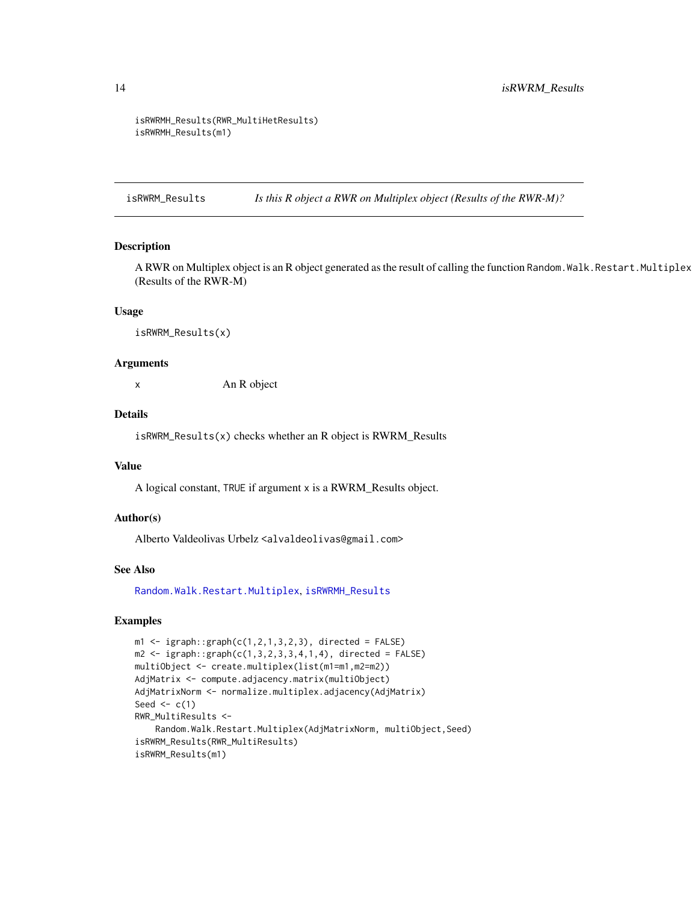```
isRWRMH_Results(RWR_MultiHetResults)
isRWRMH_Results(m1)
```

## isRWRM_Results — *Is this R object a RWR on Multiplex object (Results of the RWR-M)?*

### Description

A RWR on Multiplex object is an R object generated as the result of calling the function Random.Walk.Restart.Multiplex (Results of the RWR-M)

### Usage

```
isRWRM_Results(x)
```

### Arguments

| | |
|---|---|
| x | An R object |

### Details

isRWRM_Results(x) checks whether an R object is RWRM_Results

### Value

A logical constant, TRUE if argument x is a RWRM_Results object.

### Author(s)

Alberto Valdeolivas Urbelz <alvaldeolivas@gmail.com>

### See Also

Random.Walk.Restart.Multiplex, isRWRMH_Results

### Examples

```
m1 <- igraph::graph(c(1,2,1,3,2,3), directed = FALSE)
m2 <- igraph::graph(c(1,3,2,3,3,4,1,4), directed = FALSE)
multiObject <- create.multiplex(list(m1=m1,m2=m2))
AdjMatrix <- compute.adjacency.matrix(multiObject)
AdjMatrixNorm <- normalize.multiplex.adjacency(AdjMatrix)
Seed <- c(1)
RWR_MultiResults <-
    Random.Walk.Restart.Multiplex(AdjMatrixNorm, multiObject,Seed)
isRWRM_Results(RWR_MultiResults)
isRWRM_Results(m1)
```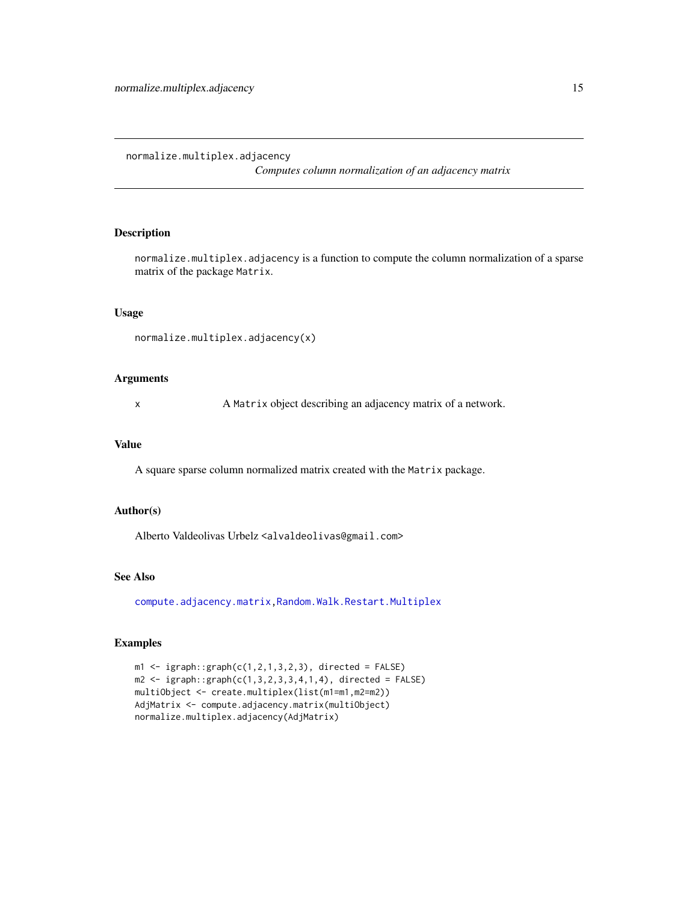# normalize.multiplex.adjacency

*Computes column normalization of an adjacency matrix*

## Description

normalize.multiplex.adjacency is a function to compute the column normalization of a sparse matrix of the package Matrix.

## Usage

```
normalize.multiplex.adjacency(x)
```

## Arguments

| | |
|---|---|
| x | A Matrix object describing an adjacency matrix of a network. |

## Value

A square sparse column normalized matrix created with the Matrix package.

## Author(s)

Alberto Valdeolivas Urbelz <alvaldeolivas@gmail.com>

## See Also

compute.adjacency.matrix, Random.Walk.Restart.Multiplex

## Examples

```
m1 <- igraph::graph(c(1,2,1,3,2,3), directed = FALSE)
m2 <- igraph::graph(c(1,3,2,3,3,4,1,4), directed = FALSE)
multiObject <- create.multiplex(list(m1=m1,m2=m2))
AdjMatrix <- compute.adjacency.matrix(multiObject)
normalize.multiplex.adjacency(AdjMatrix)
```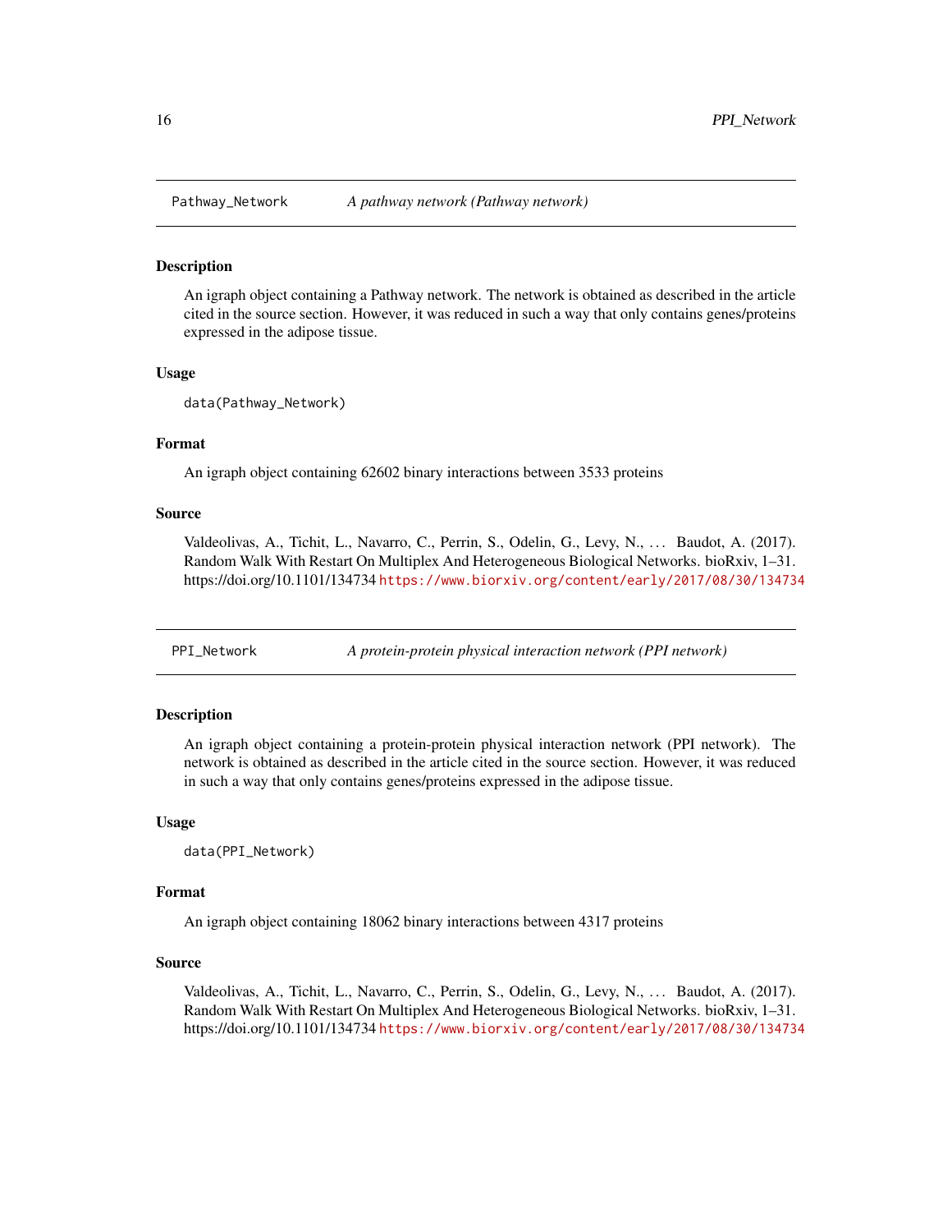## Pathway_Network *A pathway network (Pathway network)*

### Description

An igraph object containing a Pathway network. The network is obtained as described in the article cited in the source section. However, it was reduced in such a way that only contains genes/proteins expressed in the adipose tissue.

### Usage

```
data(Pathway_Network)
```

### Format

An igraph object containing 62602 binary interactions between 3533 proteins

### Source

Valdeolivas, A., Tichit, L., Navarro, C., Perrin, S., Odelin, G., Levy, N., … Baudot, A. (2017). Random Walk With Restart On Multiplex And Heterogeneous Biological Networks. bioRxiv, 1–31. https://doi.org/10.1101/134734 https://www.biorxiv.org/content/early/2017/08/30/134734

## PPI_Network *A protein-protein physical interaction network (PPI network)*

### Description

An igraph object containing a protein-protein physical interaction network (PPI network). The network is obtained as described in the article cited in the source section. However, it was reduced in such a way that only contains genes/proteins expressed in the adipose tissue.

### Usage

```
data(PPI_Network)
```

### Format

An igraph object containing 18062 binary interactions between 4317 proteins

### Source

Valdeolivas, A., Tichit, L., Navarro, C., Perrin, S., Odelin, G., Levy, N., … Baudot, A. (2017). Random Walk With Restart On Multiplex And Heterogeneous Biological Networks. bioRxiv, 1–31. https://doi.org/10.1101/134734 https://www.biorxiv.org/content/early/2017/08/30/134734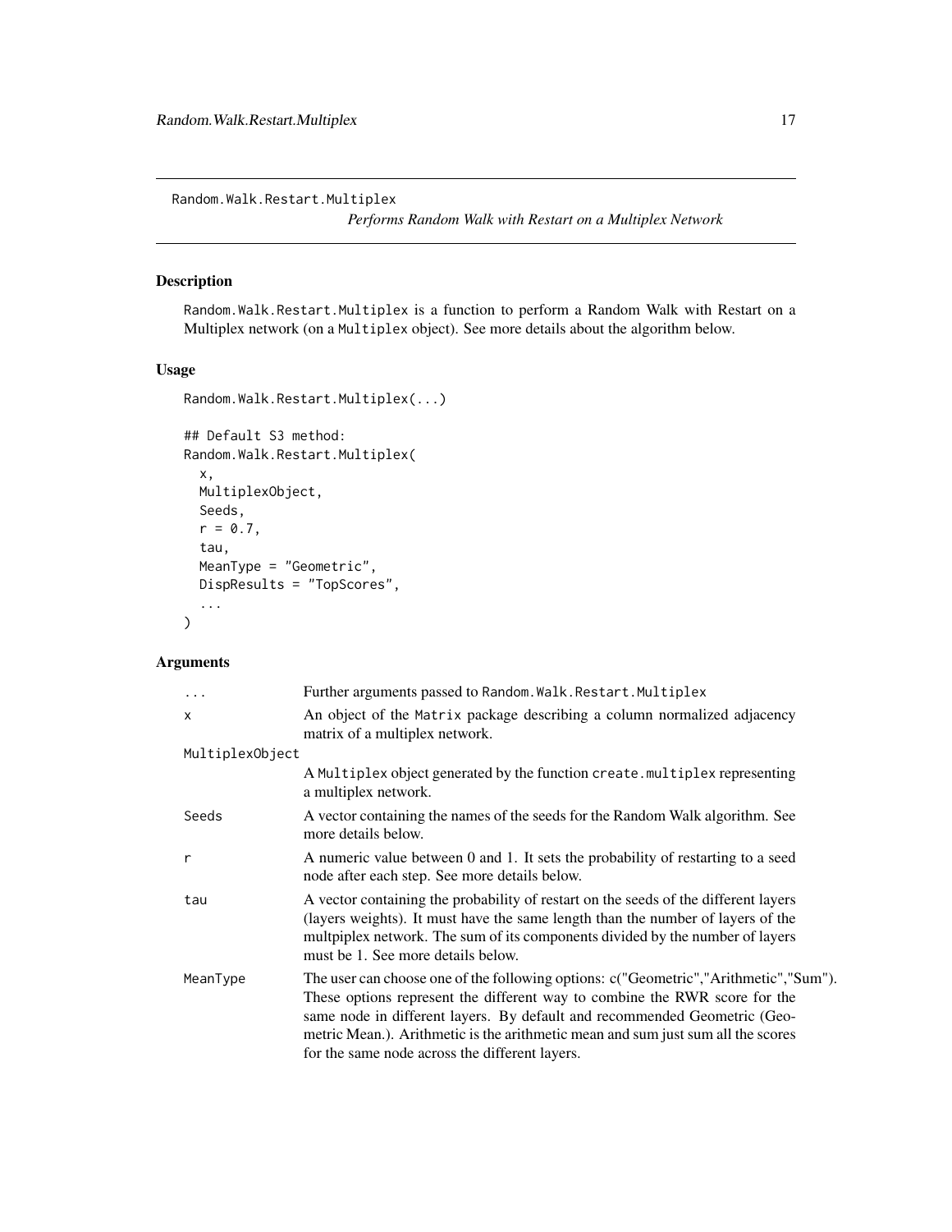Random.Walk.Restart.Multiplex

*Performs Random Walk with Restart on a Multiplex Network*

## Description

Random.Walk.Restart.Multiplex is a function to perform a Random Walk with Restart on a Multiplex network (on a Multiplex object). See more details about the algorithm below.

## Usage

```
Random.Walk.Restart.Multiplex(...)

## Default S3 method:
Random.Walk.Restart.Multiplex(
  x,
  MultiplexObject,
  Seeds,
  r = 0.7,
  tau,
  MeanType = "Geometric",
  DispResults = "TopScores",
  ...
)
```

## Arguments

| Argument | Description |
|---|---|
| ... | Further arguments passed to Random.Walk.Restart.Multiplex |
| x | An object of the Matrix package describing a column normalized adjacency matrix of a multiplex network. |
| MultiplexObject | A Multiplex object generated by the function create.multiplex representing a multiplex network. |
| Seeds | A vector containing the names of the seeds for the Random Walk algorithm. See more details below. |
| r | A numeric value between 0 and 1. It sets the probability of restarting to a seed node after each step. See more details below. |
| tau | A vector containing the probability of restart on the seeds of the different layers (layers weights). It must have the same length than the number of layers of the multpiplex network. The sum of its components divided by the number of layers must be 1. See more details below. |
| MeanType | The user can choose one of the following options: c("Geometric","Arithmetic","Sum"). These options represent the different way to combine the RWR score for the same node in different layers. By default and recommended Geometric (Geometric Mean.). Arithmetic is the arithmetic mean and sum just sum all the scores for the same node across the different layers. |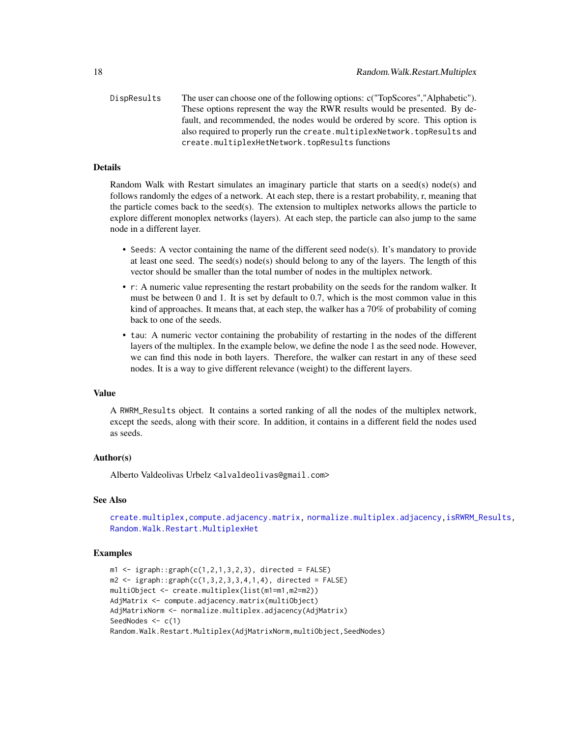`DispRresults` The user can choose one of the following options: c("TopScores","Alphabetic"). These options represent the way the RWR results would be presented. By default, and recommended, the nodes would be ordered by score. This option is also required to properly run the `create.multiplexNetwork.topResults` and `create.multiplexHetNetwork.topResults` functions

## Details

Random Walk with Restart simulates an imaginary particle that starts on a seed(s) node(s) and follows randomly the edges of a network. At each step, there is a restart probability, r, meaning that the particle comes back to the seed(s). The extension to multiplex networks allows the particle to explore different monoplex networks (layers). At each step, the particle can also jump to the same node in a different layer.

- `Seeds`: A vector containing the name of the different seed node(s). It's mandatory to provide at least one seed. The seed(s) node(s) should belong to any of the layers. The length of this vector should be smaller than the total number of nodes in the multiplex network.
- `r`: A numeric value representing the restart probability on the seeds for the random walker. It must be between 0 and 1. It is set by default to 0.7, which is the most common value in this kind of approaches. It means that, at each step, the walker has a 70% of probability of coming back to one of the seeds.
- `tau`: A numeric vector containing the probability of restarting in the nodes of the different layers of the multiplex. In the example below, we define the node 1 as the seed node. However, we can find this node in both layers. Therefore, the walker can restart in any of these seed nodes. It is a way to give different relevance (weight) to the different layers.

## Value

A `RWRM_Results` object. It contains a sorted ranking of all the nodes of the multiplex network, except the seeds, along with their score. In addition, it contains in a different field the nodes used as seeds.

## Author(s)

Alberto Valdeolivas Urbelz <alvaldeolivas@gmail.com>

## See Also

`create.multiplex`, `compute.adjacency.matrix`, `normalize.multiplex.adjacency`, `isRWRM_Results`, `Random.Walk.Restart.MultiplexHet`

## Examples

```
m1 <- igraph::graph(c(1,2,1,3,2,3), directed = FALSE)
m2 <- igraph::graph(c(1,3,2,3,3,4,1,4), directed = FALSE)
multiObject <- create.multiplex(list(m1=m1,m2=m2))
AdjMatrix <- compute.adjacency.matrix(multiObject)
AdjMatrixNorm <- normalize.multiplex.adjacency(AdjMatrix)
SeedNodes <- c(1)
Random.Walk.Restart.Multiplex(AdjMatrixNorm,multiObject,SeedNodes)
```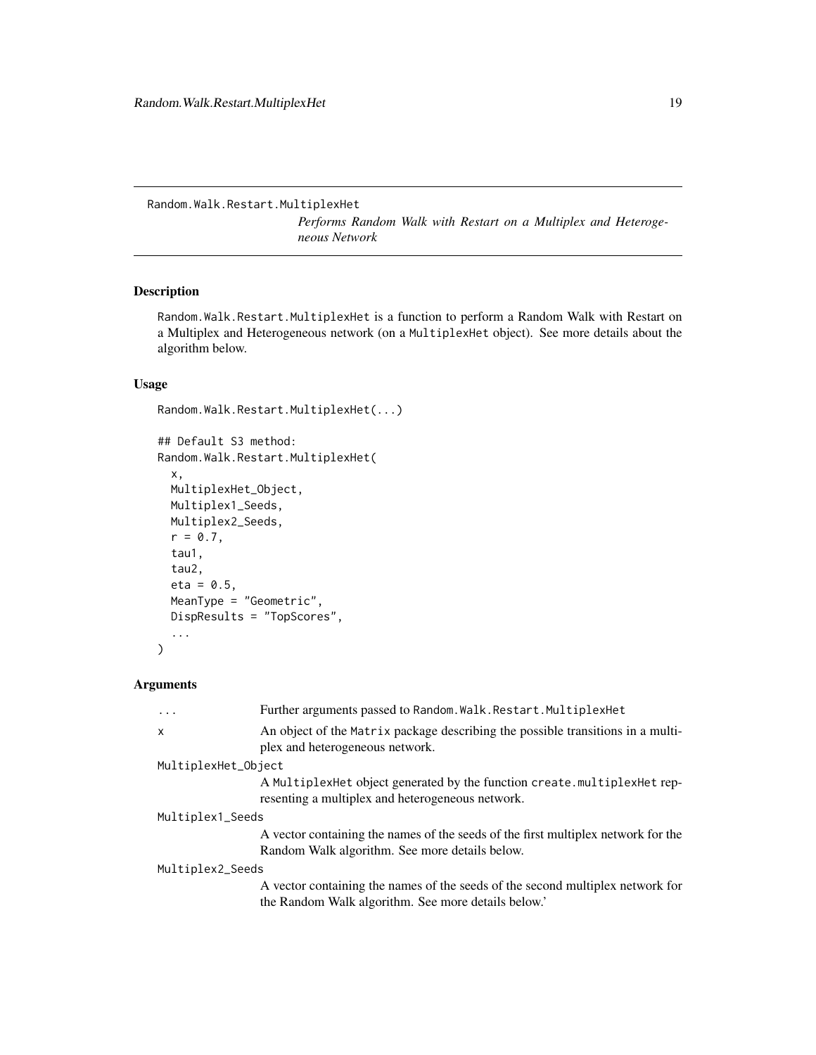Random.Walk.Restart.MultiplexHet

*Performs Random Walk with Restart on a Multiplex and Heterogeneous Network*

## Description

Random.Walk.Restart.MultiplexHet is a function to perform a Random Walk with Restart on a Multiplex and Heterogeneous network (on a MultiplexHet object). See more details about the algorithm below.

## Usage

```
Random.Walk.Restart.MultiplexHet(...)

## Default S3 method:
Random.Walk.Restart.MultiplexHet(
  x,
  MultiplexHet_Object,
  Multiplex1_Seeds,
  Multiplex2_Seeds,
  r = 0.7,
  tau1,
  tau2,
  eta = 0.5,
  MeanType = "Geometric",
  DispResults = "TopScores",
  ...
)
```

## Arguments

| | |
|---|---|
| ... | Further arguments passed to Random.Walk.Restart.MultiplexHet |
| x | An object of the Matrix package describing the possible transitions in a multiplex and heterogeneous network. |
| MultiplexHet_Object | A MultiplexHet object generated by the function create.multiplexHet representing a multiplex and heterogeneous network. |
| Multiplex1_Seeds | A vector containing the names of the seeds of the first multiplex network for the Random Walk algorithm. See more details below. |
| Multiplex2_Seeds | A vector containing the names of the seeds of the second multiplex network for the Random Walk algorithm. See more details below.' |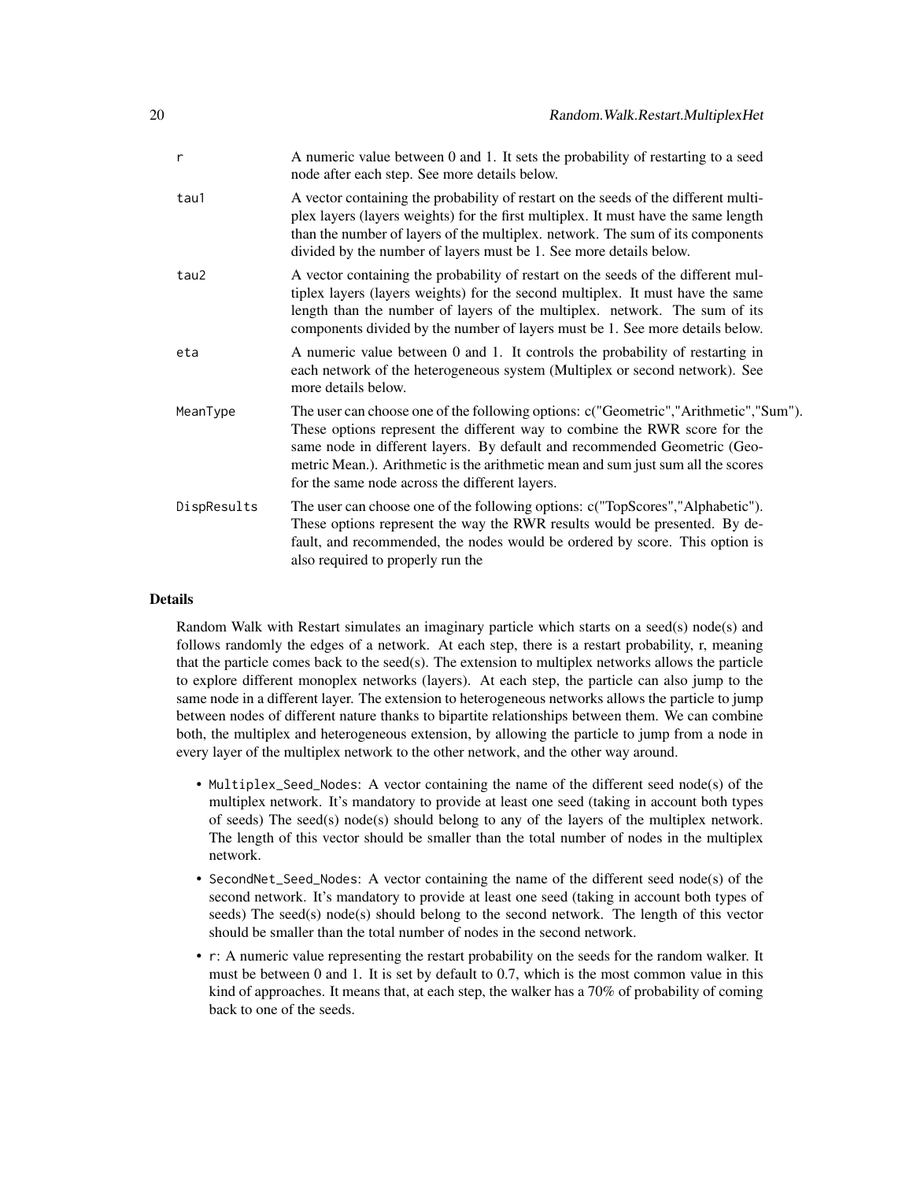| | |
|---|---|
| r | A numeric value between 0 and 1. It sets the probability of restarting to a seed node after each step. See more details below. |
| tau1 | A vector containing the probability of restart on the seeds of the different multiplex layers (layers weights) for the first multiplex. It must have the same length than the number of layers of the multiplex. network. The sum of its components divided by the number of layers must be 1. See more details below. |
| tau2 | A vector containing the probability of restart on the seeds of the different multiplex layers (layers weights) for the second multiplex. It must have the same length than the number of layers of the multiplex. network. The sum of its components divided by the number of layers must be 1. See more details below. |
| eta | A numeric value between 0 and 1. It controls the probability of restarting in each network of the heterogeneous system (Multiplex or second network). See more details below. |
| MeanType | The user can choose one of the following options: c("Geometric","Arithmetic","Sum"). These options represent the different way to combine the RWR score for the same node in different layers. By default and recommended Geometric (Geometric Mean.). Arithmetic is the arithmetic mean and sum just sum all the scores for the same node across the different layers. |
| DispResults | The user can choose one of the following options: c("TopScores","Alphabetic"). These options represent the way the RWR results would be presented. By default, and recommended, the nodes would be ordered by score. This option is also required to properly run the |

## Details

Random Walk with Restart simulates an imaginary particle which starts on a seed(s) node(s) and follows randomly the edges of a network. At each step, there is a restart probability, r, meaning that the particle comes back to the seed(s). The extension to multiplex networks allows the particle to explore different monoplex networks (layers). At each step, the particle can also jump to the same node in a different layer. The extension to heterogeneous networks allows the particle to jump between nodes of different nature thanks to bipartite relationships between them. We can combine both, the multiplex and heterogeneous extension, by allowing the particle to jump from a node in every layer of the multiplex network to the other network, and the other way around.

- `Multiplex_Seed_Nodes`: A vector containing the name of the different seed node(s) of the multiplex network. It's mandatory to provide at least one seed (taking in account both types of seeds) The seed(s) node(s) should belong to any of the layers of the multiplex network. The length of this vector should be smaller than the total number of nodes in the multiplex network.
- `SecondNet_Seed_Nodes`: A vector containing the name of the different seed node(s) of the second network. It's mandatory to provide at least one seed (taking in account both types of seeds) The seed(s) node(s) should belong to the second network. The length of this vector should be smaller than the total number of nodes in the second network.
- `r`: A numeric value representing the restart probability on the seeds for the random walker. It must be between 0 and 1. It is set by default to 0.7, which is the most common value in this kind of approaches. It means that, at each step, the walker has a 70% of probability of coming back to one of the seeds.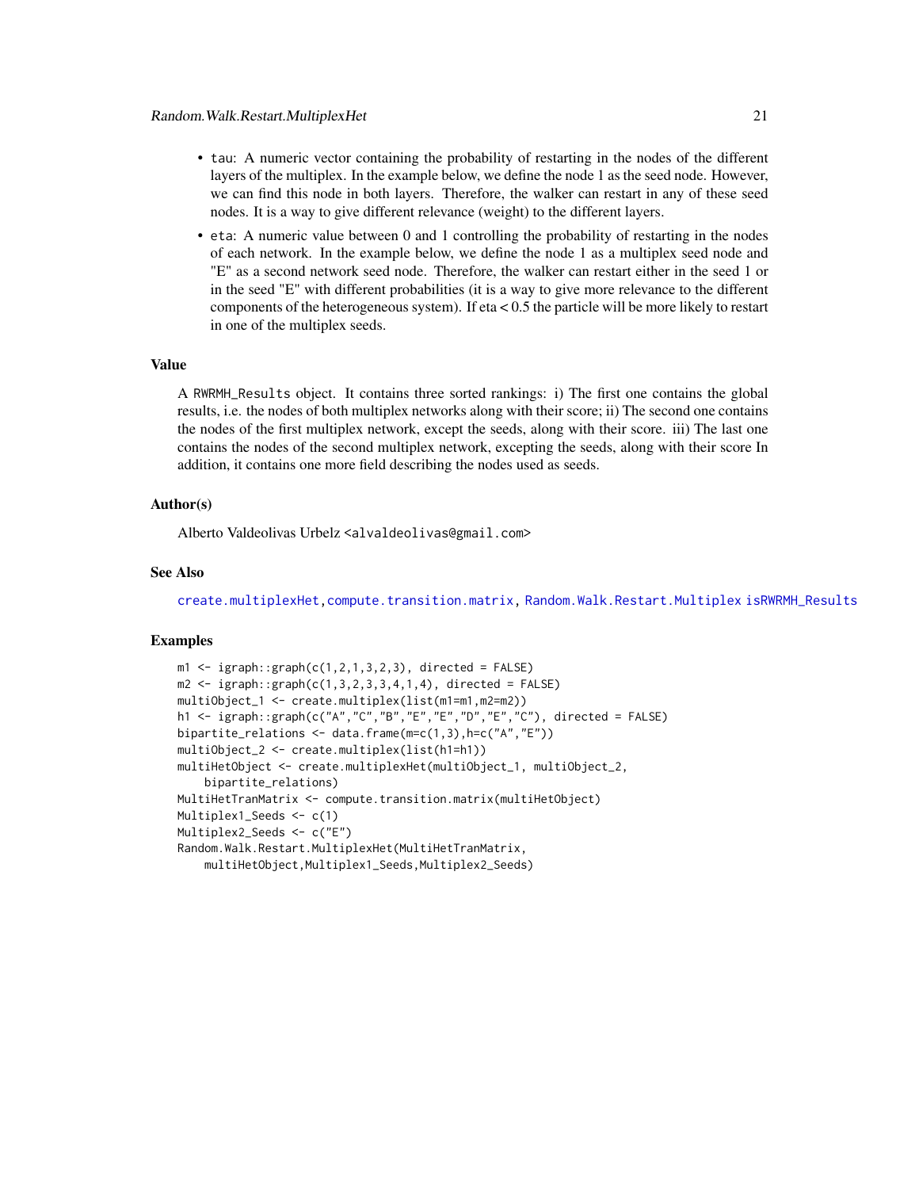- `tau`: A numeric vector containing the probability of restarting in the nodes of the different layers of the multiplex. In the example below, we define the node 1 as the seed node. However, we can find this node in both layers. Therefore, the walker can restart in any of these seed nodes. It is a way to give different relevance (weight) to the different layers.
- `eta`: A numeric value between 0 and 1 controlling the probability of restarting in the nodes of each network. In the example below, we define the node 1 as a multiplex seed node and "E" as a second network seed node. Therefore, the walker can restart either in the seed 1 or in the seed "E" with different probabilities (it is a way to give more relevance to the different components of the heterogeneous system). If eta < 0.5 the particle will be more likely to restart in one of the multiplex seeds.

## Value

A `RWRMH_Results` object. It contains three sorted rankings: i) The first one contains the global results, i.e. the nodes of both multiplex networks along with their score; ii) The second one contains the nodes of the first multiplex network, except the seeds, along with their score. iii) The last one contains the nodes of the second multiplex network, excepting the seeds, along with their score In addition, it contains one more field describing the nodes used as seeds.

## Author(s)

Alberto Valdeolivas Urbelz <alvaldeolivas@gmail.com>

## See Also

`create.multiplexHet`,`compute.transition.matrix`, `Random.Walk.Restart.Multiplex` `isRWRMH_Results`

## Examples

```
m1 <- igraph::graph(c(1,2,1,3,2,3), directed = FALSE)
m2 <- igraph::graph(c(1,3,2,3,3,4,1,4), directed = FALSE)
multiObject_1 <- create.multiplex(list(m1=m1,m2=m2))
h1 <- igraph::graph(c("A","C","B","E","E","D","E","C"), directed = FALSE)
bipartite_relations <- data.frame(m=c(1,3),h=c("A","E"))
multiObject_2 <- create.multiplex(list(h1=h1))
multiHetObject <- create.multiplexHet(multiObject_1, multiObject_2,
    bipartite_relations)
MultiHetTranMatrix <- compute.transition.matrix(multiHetObject)
Multiplex1_Seeds <- c(1)
Multiplex2_Seeds <- c("E")
Random.Walk.Restart.MultiplexHet(MultiHetTranMatrix,
    multiHetObject,Multiplex1_Seeds,Multiplex2_Seeds)
```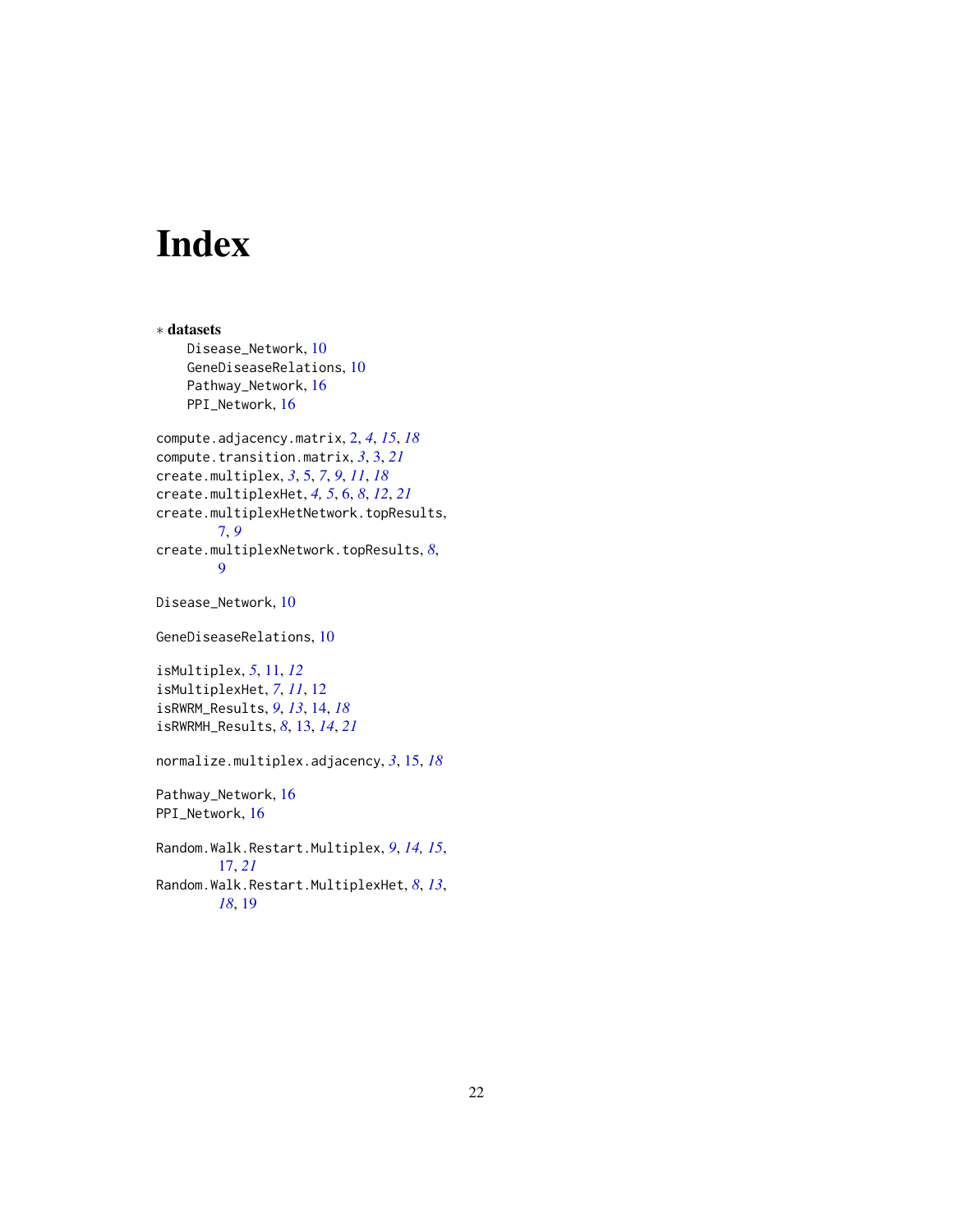# Index

∗ **datasets**
    Disease_Network, 10
    GeneDiseaseRelations, 10
    Pathway_Network, 16
    PPI_Network, 16

compute.adjacency.matrix, 2, *4*, *15*, *18*
compute.transition.matrix, *3*, 3, *21*
create.multiplex, *3*, 5, *7*, *9*, *11*, *18*
create.multiplexHet, *4, 5*, 6, *8*, *12*, *21*
create.multiplexHetNetwork.topResults, 7, *9*
create.multiplexNetwork.topResults, *8*, 9

Disease_Network, 10

GeneDiseaseRelations, 10

isMultiplex, *5*, 11, *12*
isMultiplexHet, *7*, *11*, 12
isRWRM_Results, *9*, *13*, 14, *18*
isRWRMH_Results, *8*, 13, *14*, *21*

normalize.multiplex.adjacency, *3*, 15, *18*

Pathway_Network, 16
PPI_Network, 16

Random.Walk.Restart.Multiplex, *9*, *14, 15*, 17, *21*
Random.Walk.Restart.MultiplexHet, *8*, *13*, *18*, 19